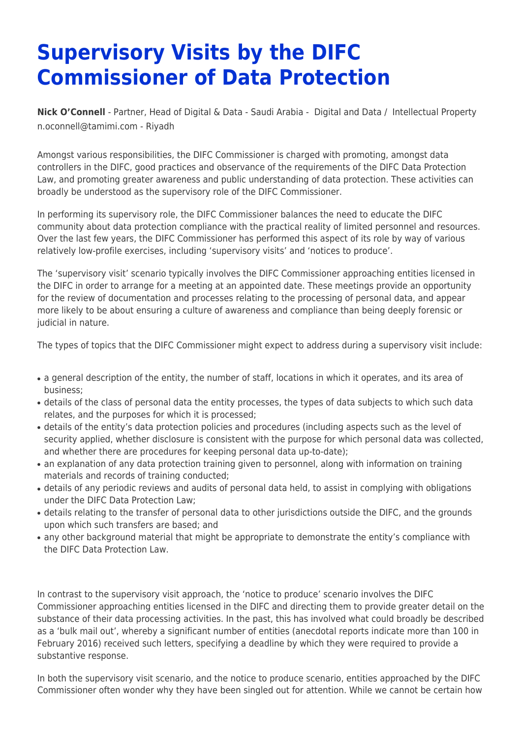# Supervisory Visits by the DIFC Commissioner of Data Protection

**Nick O'Connell** - Partner, Head of Digital & Data - Saudi Arabia - Digital and Data / Intellectual Property
n.oconnell@tamimi.com - Riyadh

Amongst various responsibilities, the DIFC Commissioner is charged with promoting, amongst data controllers in the DIFC, good practices and observance of the requirements of the DIFC Data Protection Law, and promoting greater awareness and public understanding of data protection. These activities can broadly be understood as the supervisory role of the DIFC Commissioner.

In performing its supervisory role, the DIFC Commissioner balances the need to educate the DIFC community about data protection compliance with the practical reality of limited personnel and resources. Over the last few years, the DIFC Commissioner has performed this aspect of its role by way of various relatively low-profile exercises, including 'supervisory visits' and 'notices to produce'.

The 'supervisory visit' scenario typically involves the DIFC Commissioner approaching entities licensed in the DIFC in order to arrange for a meeting at an appointed date. These meetings provide an opportunity for the review of documentation and processes relating to the processing of personal data, and appear more likely to be about ensuring a culture of awareness and compliance than being deeply forensic or judicial in nature.

The types of topics that the DIFC Commissioner might expect to address during a supervisory visit include:

- a general description of the entity, the number of staff, locations in which it operates, and its area of business;
- details of the class of personal data the entity processes, the types of data subjects to which such data relates, and the purposes for which it is processed;
- details of the entity's data protection policies and procedures (including aspects such as the level of security applied, whether disclosure is consistent with the purpose for which personal data was collected, and whether there are procedures for keeping personal data up-to-date);
- an explanation of any data protection training given to personnel, along with information on training materials and records of training conducted;
- details of any periodic reviews and audits of personal data held, to assist in complying with obligations under the DIFC Data Protection Law;
- details relating to the transfer of personal data to other jurisdictions outside the DIFC, and the grounds upon which such transfers are based; and
- any other background material that might be appropriate to demonstrate the entity's compliance with the DIFC Data Protection Law.

In contrast to the supervisory visit approach, the 'notice to produce' scenario involves the DIFC Commissioner approaching entities licensed in the DIFC and directing them to provide greater detail on the substance of their data processing activities. In the past, this has involved what could broadly be described as a 'bulk mail out', whereby a significant number of entities (anecdotal reports indicate more than 100 in February 2016) received such letters, specifying a deadline by which they were required to provide a substantive response.

In both the supervisory visit scenario, and the notice to produce scenario, entities approached by the DIFC Commissioner often wonder why they have been singled out for attention. While we cannot be certain how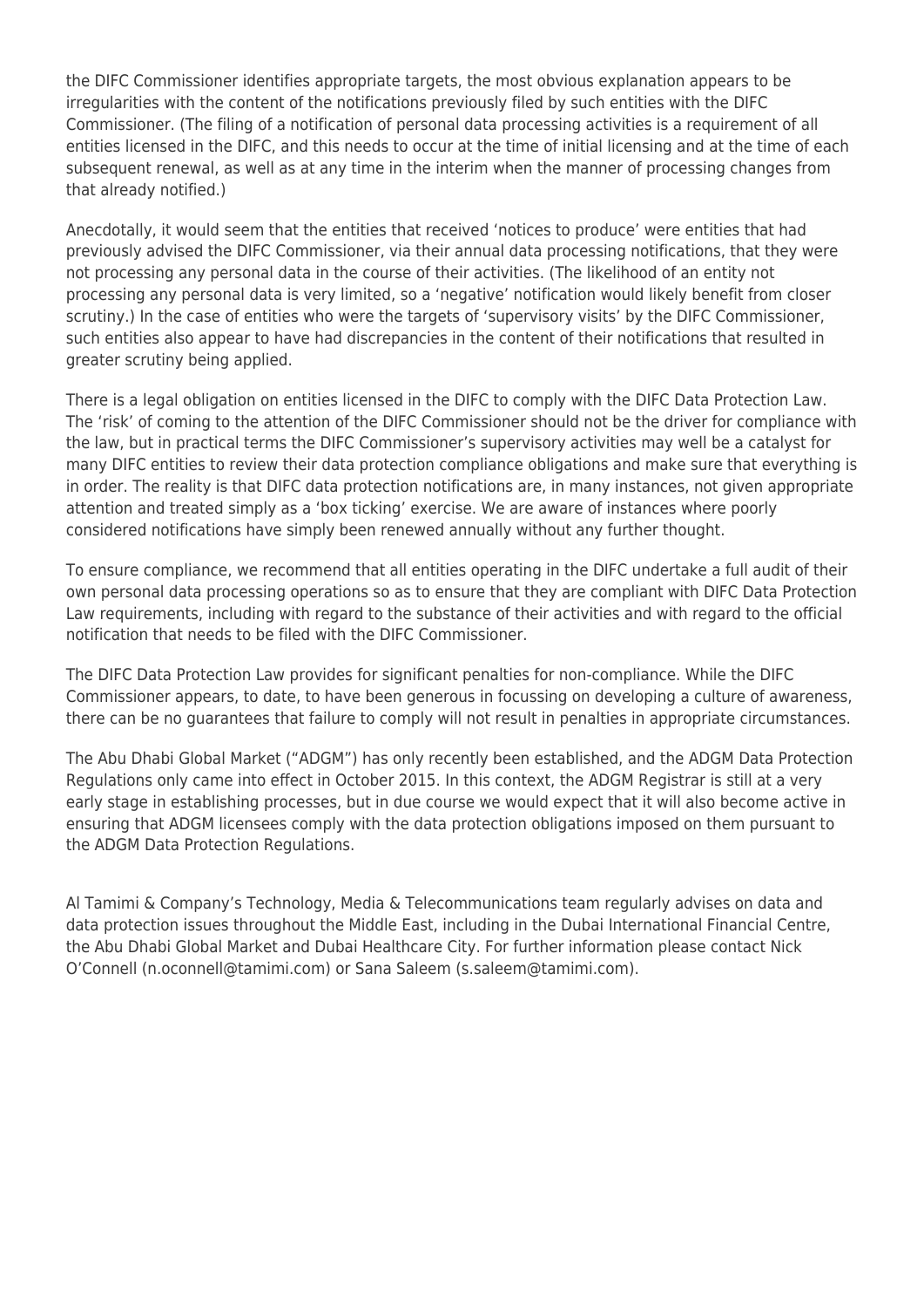the DIFC Commissioner identifies appropriate targets, the most obvious explanation appears to be irregularities with the content of the notifications previously filed by such entities with the DIFC Commissioner. (The filing of a notification of personal data processing activities is a requirement of all entities licensed in the DIFC, and this needs to occur at the time of initial licensing and at the time of each subsequent renewal, as well as at any time in the interim when the manner of processing changes from that already notified.)

Anecdotally, it would seem that the entities that received 'notices to produce' were entities that had previously advised the DIFC Commissioner, via their annual data processing notifications, that they were not processing any personal data in the course of their activities. (The likelihood of an entity not processing any personal data is very limited, so a 'negative' notification would likely benefit from closer scrutiny.) In the case of entities who were the targets of 'supervisory visits' by the DIFC Commissioner, such entities also appear to have had discrepancies in the content of their notifications that resulted in greater scrutiny being applied.

There is a legal obligation on entities licensed in the DIFC to comply with the DIFC Data Protection Law. The 'risk' of coming to the attention of the DIFC Commissioner should not be the driver for compliance with the law, but in practical terms the DIFC Commissioner's supervisory activities may well be a catalyst for many DIFC entities to review their data protection compliance obligations and make sure that everything is in order. The reality is that DIFC data protection notifications are, in many instances, not given appropriate attention and treated simply as a 'box ticking' exercise. We are aware of instances where poorly considered notifications have simply been renewed annually without any further thought.

To ensure compliance, we recommend that all entities operating in the DIFC undertake a full audit of their own personal data processing operations so as to ensure that they are compliant with DIFC Data Protection Law requirements, including with regard to the substance of their activities and with regard to the official notification that needs to be filed with the DIFC Commissioner.

The DIFC Data Protection Law provides for significant penalties for non-compliance. While the DIFC Commissioner appears, to date, to have been generous in focussing on developing a culture of awareness, there can be no guarantees that failure to comply will not result in penalties in appropriate circumstances.

The Abu Dhabi Global Market ("ADGM") has only recently been established, and the ADGM Data Protection Regulations only came into effect in October 2015. In this context, the ADGM Registrar is still at a very early stage in establishing processes, but in due course we would expect that it will also become active in ensuring that ADGM licensees comply with the data protection obligations imposed on them pursuant to the ADGM Data Protection Regulations.

Al Tamimi & Company's Technology, Media & Telecommunications team regularly advises on data and data protection issues throughout the Middle East, including in the Dubai International Financial Centre, the Abu Dhabi Global Market and Dubai Healthcare City. For further information please contact Nick O'Connell (n.oconnell@tamimi.com) or Sana Saleem (s.saleem@tamimi.com).